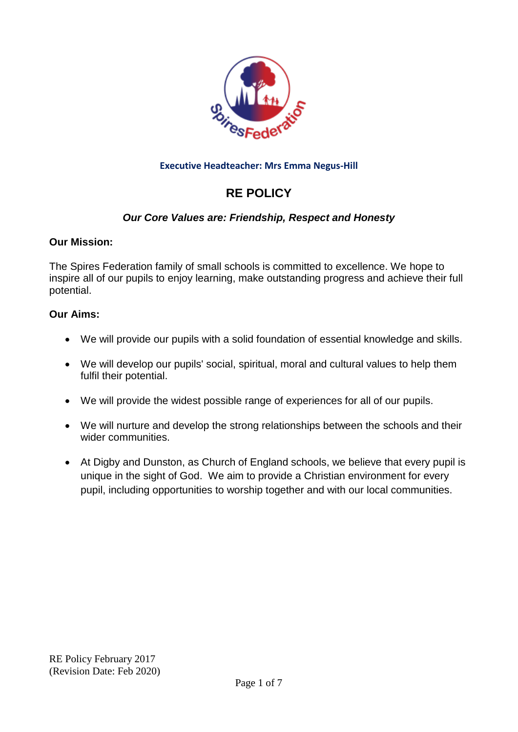**Executive Headteacher: Mrs Emma Negus-Hill**

# RE POLICY

***Our Core Values are: Friendship, Respect and Honesty***

**Our Mission:**

The Spires Federation family of small schools is committed to excellence. We hope to inspire all of our pupils to enjoy learning, make outstanding progress and achieve their full potential.

**Our Aims:**

- We will provide our pupils with a solid foundation of essential knowledge and skills.
- We will develop our pupils' social, spiritual, moral and cultural values to help them fulfil their potential.
- We will provide the widest possible range of experiences for all of our pupils.
- We will nurture and develop the strong relationships between the schools and their wider communities.
- At Digby and Dunston, as Church of England schools, we believe that every pupil is unique in the sight of God. We aim to provide a Christian environment for every pupil, including opportunities to worship together and with our local communities.

RE Policy February 2017
(Revision Date: Feb 2020)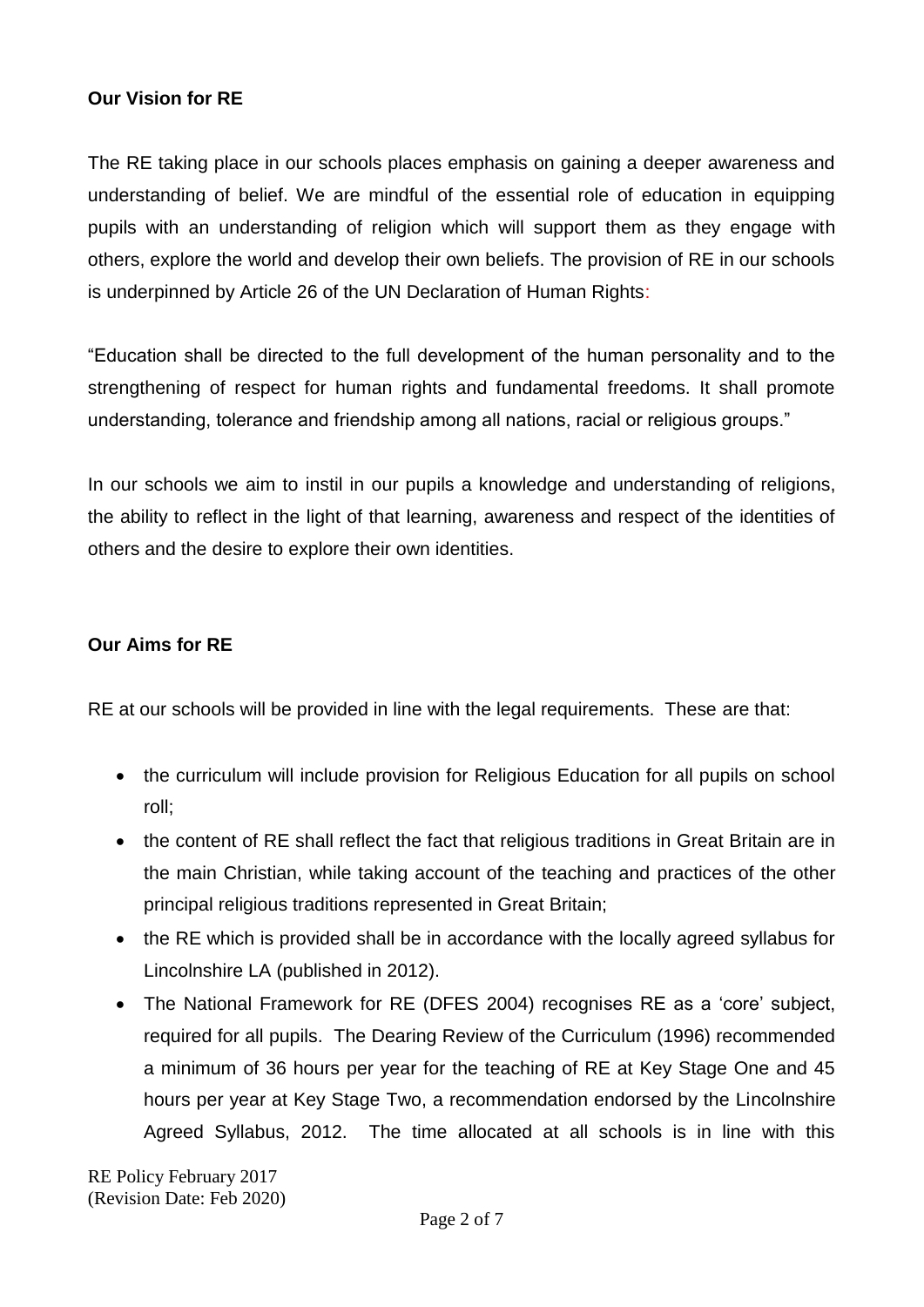**Our Vision for RE**

The RE taking place in our schools places emphasis on gaining a deeper awareness and understanding of belief. We are mindful of the essential role of education in equipping pupils with an understanding of religion which will support them as they engage with others, explore the world and develop their own beliefs. The provision of RE in our schools is underpinned by Article 26 of the UN Declaration of Human Rights:

"Education shall be directed to the full development of the human personality and to the strengthening of respect for human rights and fundamental freedoms. It shall promote understanding, tolerance and friendship among all nations, racial or religious groups."

In our schools we aim to instil in our pupils a knowledge and understanding of religions, the ability to reflect in the light of that learning, awareness and respect of the identities of others and the desire to explore their own identities.

**Our Aims for RE**

RE at our schools will be provided in line with the legal requirements. These are that:

- the curriculum will include provision for Religious Education for all pupils on school roll;
- the content of RE shall reflect the fact that religious traditions in Great Britain are in the main Christian, while taking account of the teaching and practices of the other principal religious traditions represented in Great Britain;
- the RE which is provided shall be in accordance with the locally agreed syllabus for Lincolnshire LA (published in 2012).
- The National Framework for RE (DFES 2004) recognises RE as a 'core' subject, required for all pupils. The Dearing Review of the Curriculum (1996) recommended a minimum of 36 hours per year for the teaching of RE at Key Stage One and 45 hours per year at Key Stage Two, a recommendation endorsed by the Lincolnshire Agreed Syllabus, 2012. The time allocated at all schools is in line with this

RE Policy February 2017
(Revision Date: Feb 2020)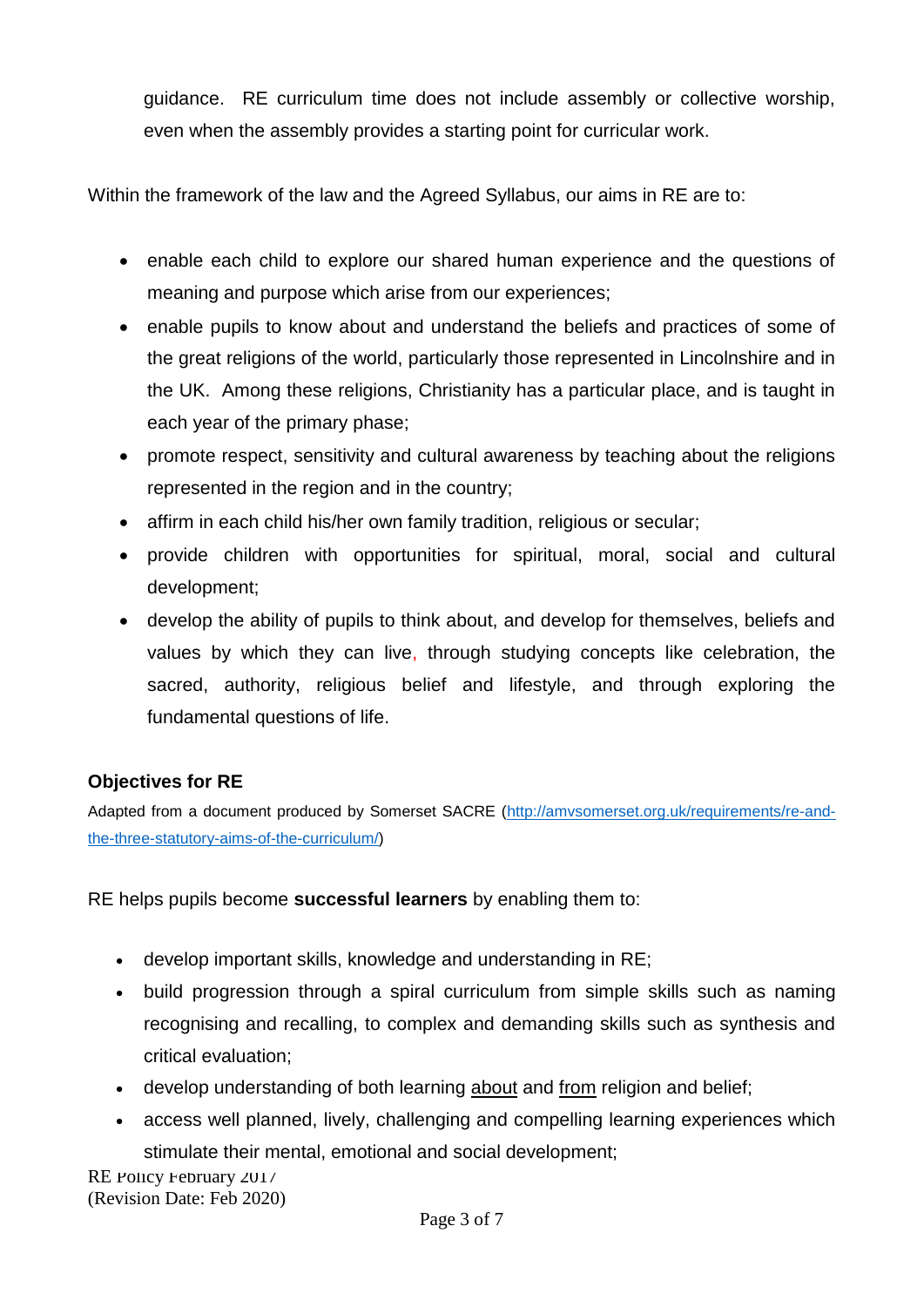guidance. RE curriculum time does not include assembly or collective worship, even when the assembly provides a starting point for curricular work.

Within the framework of the law and the Agreed Syllabus, our aims in RE are to:

- enable each child to explore our shared human experience and the questions of meaning and purpose which arise from our experiences;
- enable pupils to know about and understand the beliefs and practices of some of the great religions of the world, particularly those represented in Lincolnshire and in the UK. Among these religions, Christianity has a particular place, and is taught in each year of the primary phase;
- promote respect, sensitivity and cultural awareness by teaching about the religions represented in the region and in the country;
- affirm in each child his/her own family tradition, religious or secular;
- provide children with opportunities for spiritual, moral, social and cultural development;
- develop the ability of pupils to think about, and develop for themselves, beliefs and values by which they can live, through studying concepts like celebration, the sacred, authority, religious belief and lifestyle, and through exploring the fundamental questions of life.

### Objectives for RE

Adapted from a document produced by Somerset SACRE ([http://amvsomerset.org.uk/requirements/re-and-the-three-statutory-aims-of-the-curriculum/](http://amvsomerset.org.uk/requirements/re-and-the-three-statutory-aims-of-the-curriculum/))

RE helps pupils become **successful learners** by enabling them to:

- develop important skills, knowledge and understanding in RE;
- build progression through a spiral curriculum from simple skills such as naming recognising and recalling, to complex and demanding skills such as synthesis and critical evaluation;
- develop understanding of both learning <u>about</u> and <u>from</u> religion and belief;
- access well planned, lively, challenging and compelling learning experiences which stimulate their mental, emotional and social development;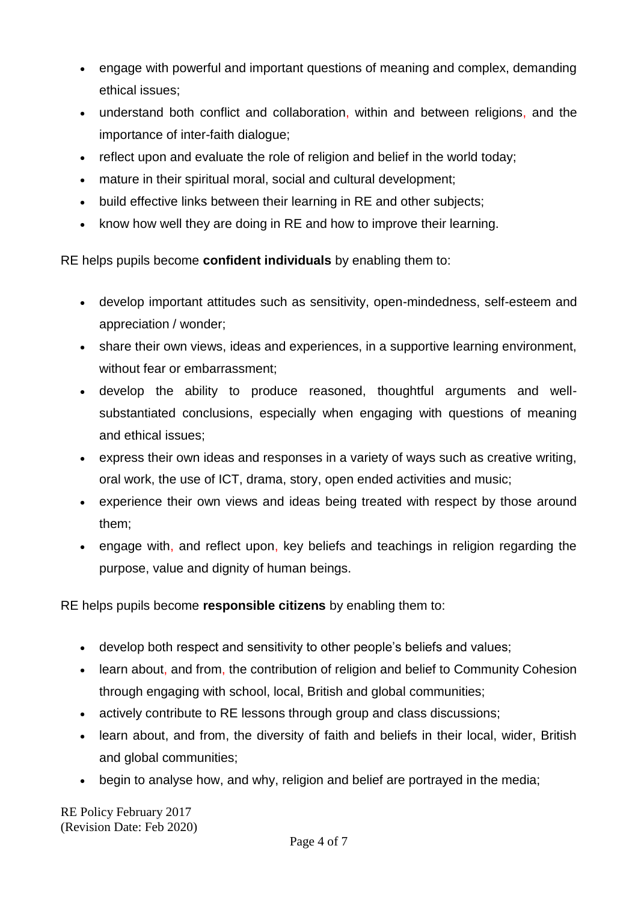- engage with powerful and important questions of meaning and complex, demanding ethical issues;
- understand both conflict and collaboration, within and between religions, and the importance of inter-faith dialogue;
- reflect upon and evaluate the role of religion and belief in the world today;
- mature in their spiritual moral, social and cultural development;
- build effective links between their learning in RE and other subjects;
- know how well they are doing in RE and how to improve their learning.

RE helps pupils become **confident individuals** by enabling them to:

- develop important attitudes such as sensitivity, open-mindedness, self-esteem and appreciation / wonder;
- share their own views, ideas and experiences, in a supportive learning environment, without fear or embarrassment;
- develop the ability to produce reasoned, thoughtful arguments and well-substantiated conclusions, especially when engaging with questions of meaning and ethical issues;
- express their own ideas and responses in a variety of ways such as creative writing, oral work, the use of ICT, drama, story, open ended activities and music;
- experience their own views and ideas being treated with respect by those around them;
- engage with, and reflect upon, key beliefs and teachings in religion regarding the purpose, value and dignity of human beings.

RE helps pupils become **responsible citizens** by enabling them to:

- develop both respect and sensitivity to other people's beliefs and values;
- learn about, and from, the contribution of religion and belief to Community Cohesion through engaging with school, local, British and global communities;
- actively contribute to RE lessons through group and class discussions;
- learn about, and from, the diversity of faith and beliefs in their local, wider, British and global communities;
- begin to analyse how, and why, religion and belief are portrayed in the media;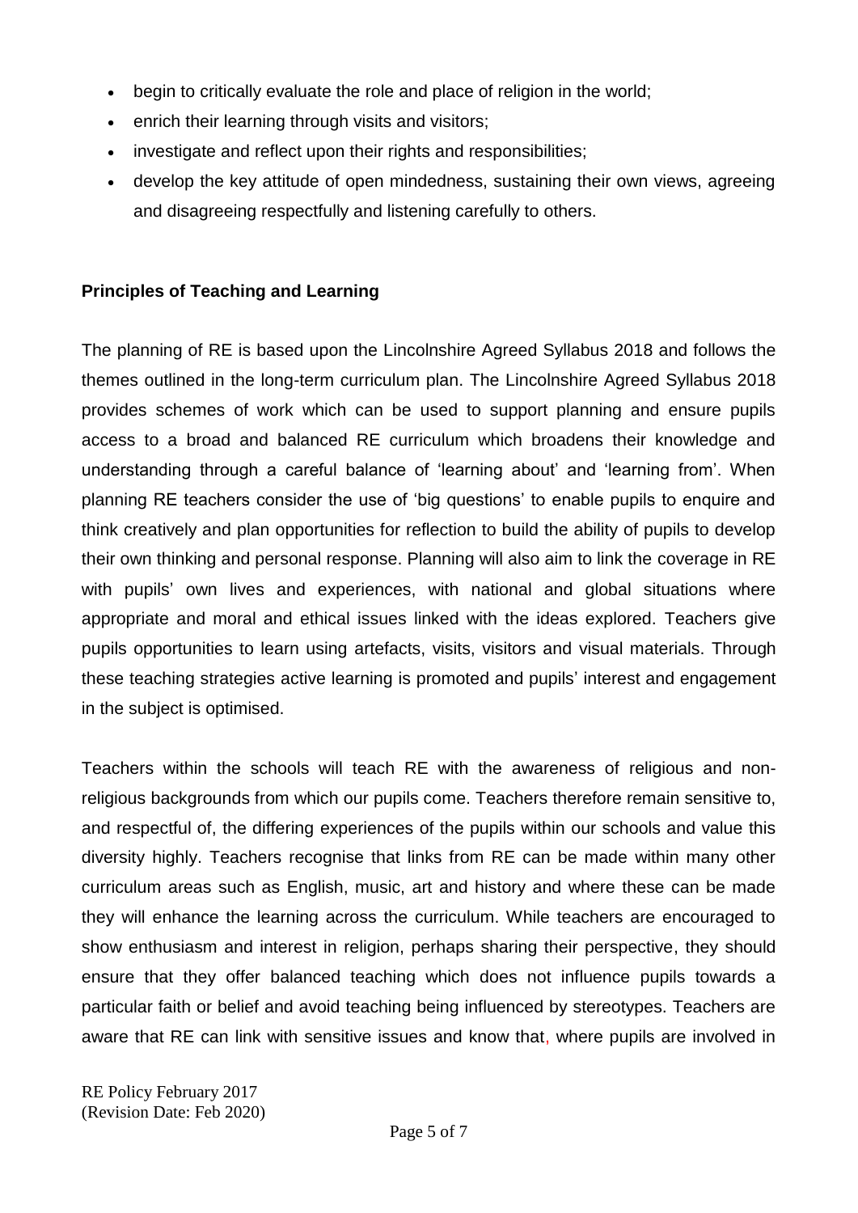- begin to critically evaluate the role and place of religion in the world;
- enrich their learning through visits and visitors;
- investigate and reflect upon their rights and responsibilities;
- develop the key attitude of open mindedness, sustaining their own views, agreeing and disagreeing respectfully and listening carefully to others.

**Principles of Teaching and Learning**

The planning of RE is based upon the Lincolnshire Agreed Syllabus 2018 and follows the themes outlined in the long-term curriculum plan. The Lincolnshire Agreed Syllabus 2018 provides schemes of work which can be used to support planning and ensure pupils access to a broad and balanced RE curriculum which broadens their knowledge and understanding through a careful balance of 'learning about' and 'learning from'. When planning RE teachers consider the use of 'big questions' to enable pupils to enquire and think creatively and plan opportunities for reflection to build the ability of pupils to develop their own thinking and personal response. Planning will also aim to link the coverage in RE with pupils' own lives and experiences, with national and global situations where appropriate and moral and ethical issues linked with the ideas explored. Teachers give pupils opportunities to learn using artefacts, visits, visitors and visual materials. Through these teaching strategies active learning is promoted and pupils' interest and engagement in the subject is optimised.

Teachers within the schools will teach RE with the awareness of religious and non-religious backgrounds from which our pupils come. Teachers therefore remain sensitive to, and respectful of, the differing experiences of the pupils within our schools and value this diversity highly. Teachers recognise that links from RE can be made within many other curriculum areas such as English, music, art and history and where these can be made they will enhance the learning across the curriculum. While teachers are encouraged to show enthusiasm and interest in religion, perhaps sharing their perspective, they should ensure that they offer balanced teaching which does not influence pupils towards a particular faith or belief and avoid teaching being influenced by stereotypes. Teachers are aware that RE can link with sensitive issues and know that, where pupils are involved in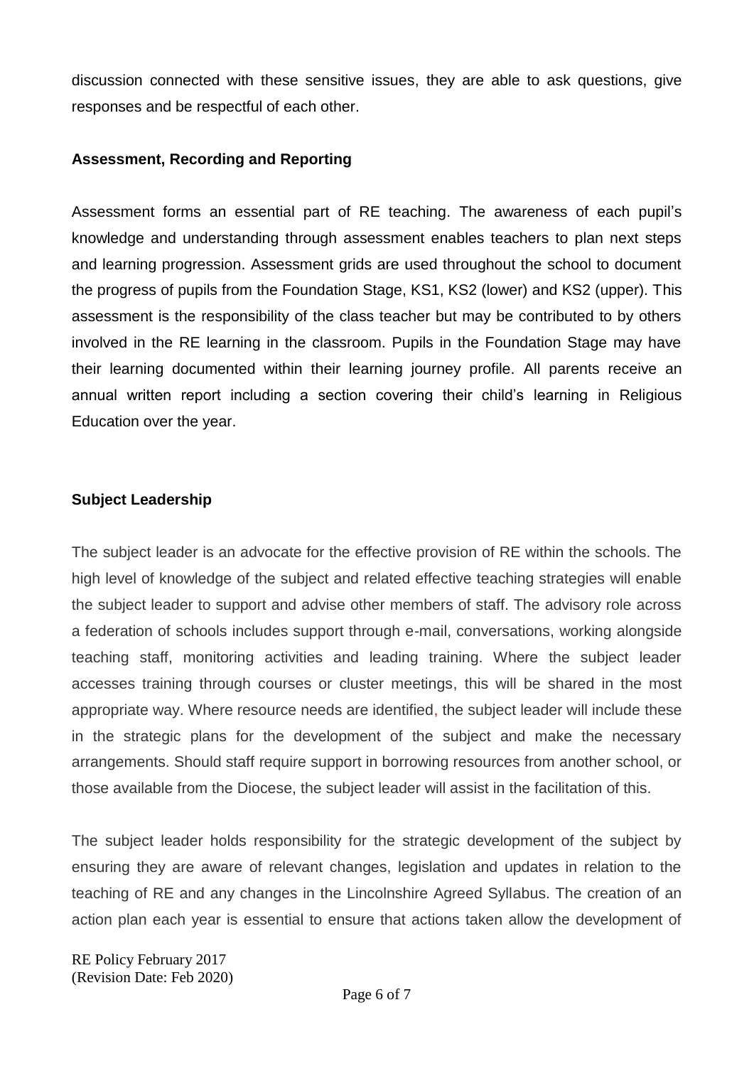discussion connected with these sensitive issues, they are able to ask questions, give responses and be respectful of each other.

**Assessment, Recording and Reporting**

Assessment forms an essential part of RE teaching. The awareness of each pupil's knowledge and understanding through assessment enables teachers to plan next steps and learning progression. Assessment grids are used throughout the school to document the progress of pupils from the Foundation Stage, KS1, KS2 (lower) and KS2 (upper). This assessment is the responsibility of the class teacher but may be contributed to by others involved in the RE learning in the classroom. Pupils in the Foundation Stage may have their learning documented within their learning journey profile. All parents receive an annual written report including a section covering their child's learning in Religious Education over the year.

**Subject Leadership**

The subject leader is an advocate for the effective provision of RE within the schools. The high level of knowledge of the subject and related effective teaching strategies will enable the subject leader to support and advise other members of staff. The advisory role across a federation of schools includes support through e-mail, conversations, working alongside teaching staff, monitoring activities and leading training. Where the subject leader accesses training through courses or cluster meetings, this will be shared in the most appropriate way. Where resource needs are identified, the subject leader will include these in the strategic plans for the development of the subject and make the necessary arrangements. Should staff require support in borrowing resources from another school, or those available from the Diocese, the subject leader will assist in the facilitation of this.

The subject leader holds responsibility for the strategic development of the subject by ensuring they are aware of relevant changes, legislation and updates in relation to the teaching of RE and any changes in the Lincolnshire Agreed Syllabus. The creation of an action plan each year is essential to ensure that actions taken allow the development of

RE Policy February 2017
(Revision Date: Feb 2020)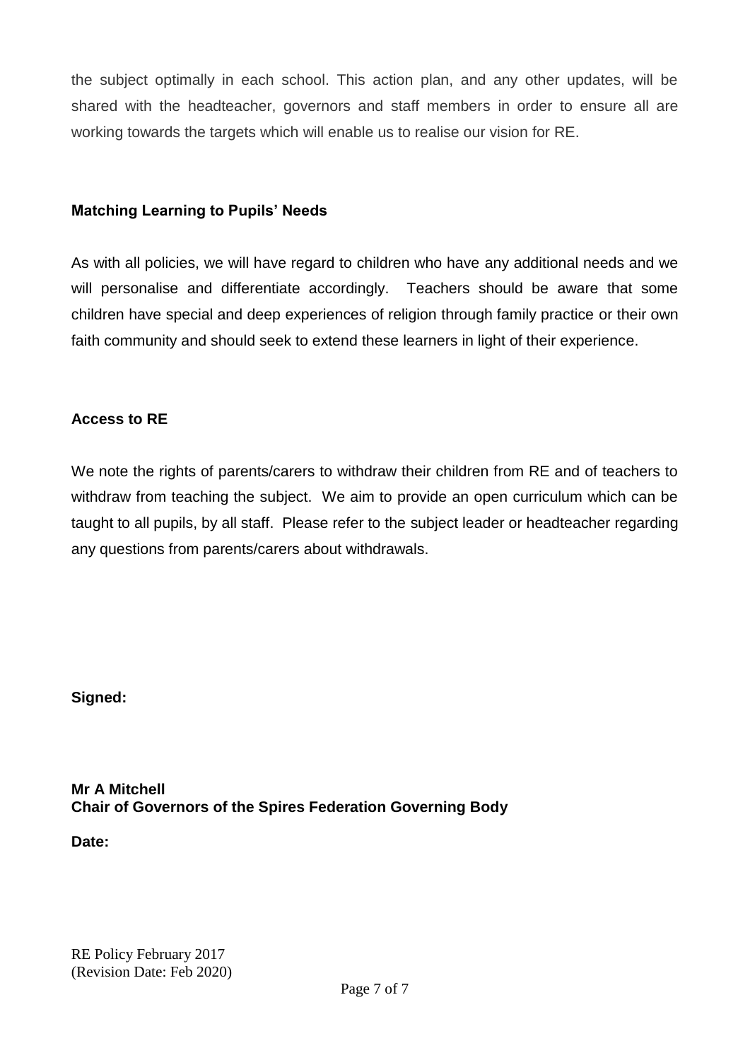the subject optimally in each school. This action plan, and any other updates, will be shared with the headteacher, governors and staff members in order to ensure all are working towards the targets which will enable us to realise our vision for RE.

## Matching Learning to Pupils' Needs

As with all policies, we will have regard to children who have any additional needs and we will personalise and differentiate accordingly. Teachers should be aware that some children have special and deep experiences of religion through family practice or their own faith community and should seek to extend these learners in light of their experience.

## Access to RE

We note the rights of parents/carers to withdraw their children from RE and of teachers to withdraw from teaching the subject. We aim to provide an open curriculum which can be taught to all pupils, by all staff. Please refer to the subject leader or headteacher regarding any questions from parents/carers about withdrawals.

**Signed:**

**Mr A Mitchell**
**Chair of Governors of the Spires Federation Governing Body**

**Date:**

RE Policy February 2017
(Revision Date: Feb 2020)